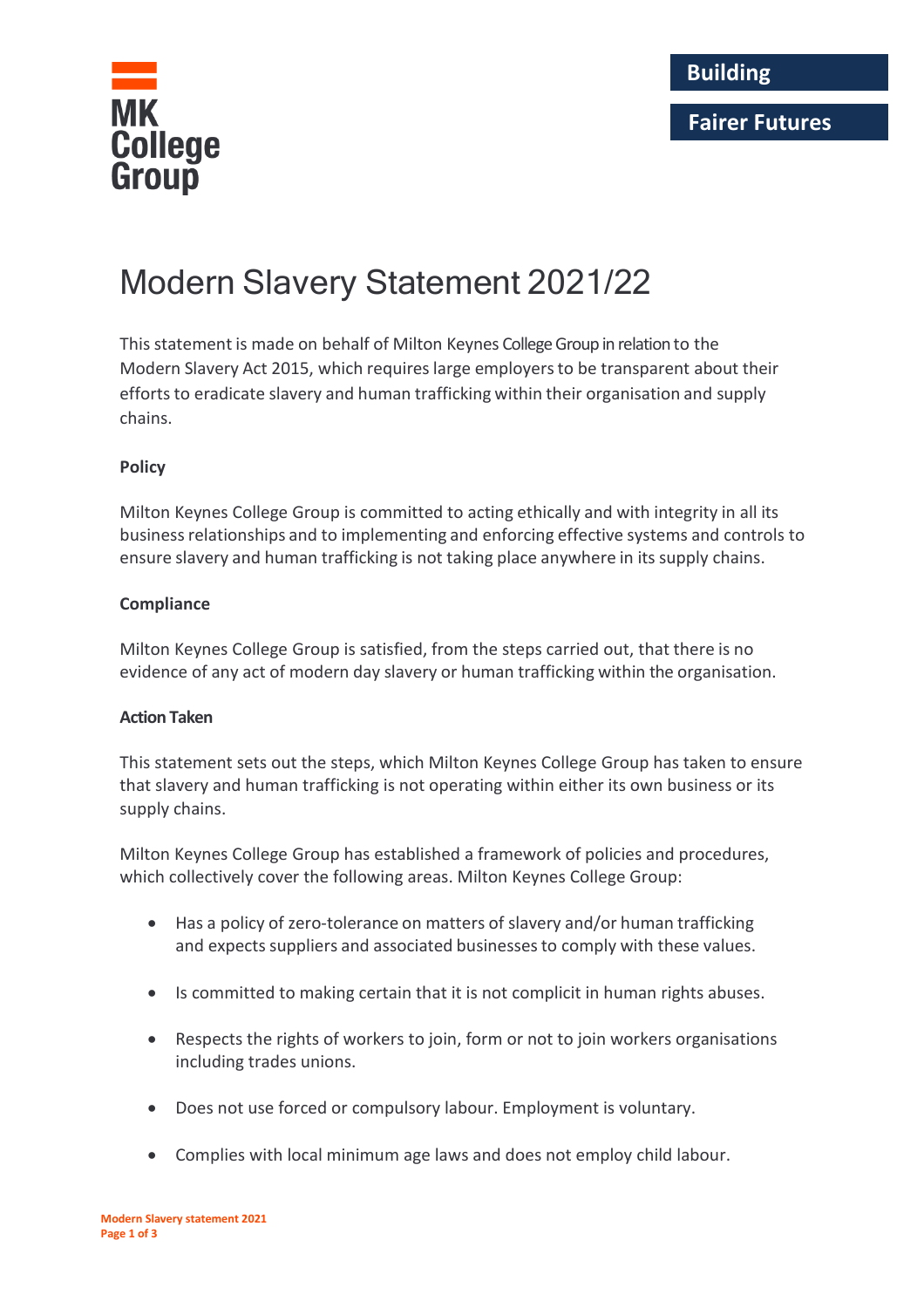MK College Group

Building

Fairer Futures

# Modern Slavery Statement 2021/22

This statement is made on behalf of Milton Keynes College Group in relation to the Modern Slavery Act 2015, which requires large employers to be transparent about their efforts to eradicate slavery and human trafficking within their organisation and supply chains.

**Policy**

Milton Keynes College Group is committed to acting ethically and with integrity in all its business relationships and to implementing and enforcing effective systems and controls to ensure slavery and human trafficking is not taking place anywhere in its supply chains.

**Compliance**

Milton Keynes College Group is satisfied, from the steps carried out, that there is no evidence of any act of modern day slavery or human trafficking within the organisation.

**Action Taken**

This statement sets out the steps, which Milton Keynes College Group has taken to ensure that slavery and human trafficking is not operating within either its own business or its supply chains.

Milton Keynes College Group has established a framework of policies and procedures, which collectively cover the following areas. Milton Keynes College Group:

- Has a policy of zero-tolerance on matters of slavery and/or human trafficking and expects suppliers and associated businesses to comply with these values.
- Is committed to making certain that it is not complicit in human rights abuses.
- Respects the rights of workers to join, form or not to join workers organisations including trades unions.
- Does not use forced or compulsory labour. Employment is voluntary.
- Complies with local minimum age laws and does not employ child labour.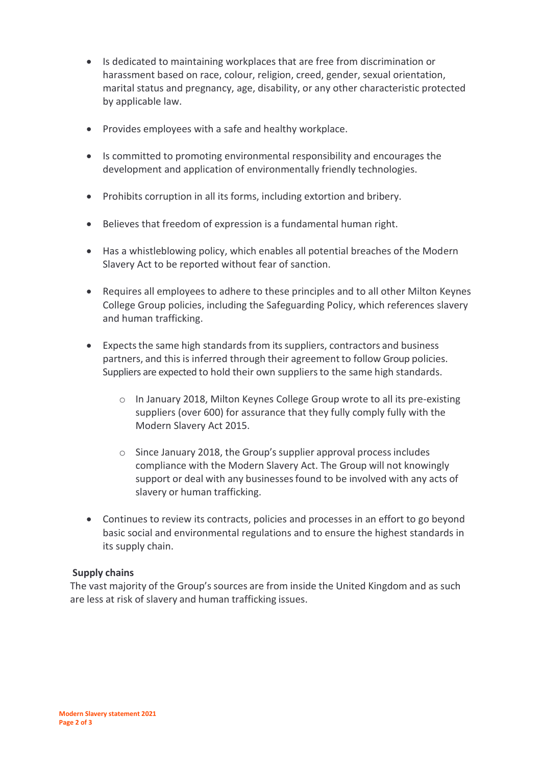- Is dedicated to maintaining workplaces that are free from discrimination or harassment based on race, colour, religion, creed, gender, sexual orientation, marital status and pregnancy, age, disability, or any other characteristic protected by applicable law.

- Provides employees with a safe and healthy workplace.

- Is committed to promoting environmental responsibility and encourages the development and application of environmentally friendly technologies.

- Prohibits corruption in all its forms, including extortion and bribery.

- Believes that freedom of expression is a fundamental human right.

- Has a whistleblowing policy, which enables all potential breaches of the Modern Slavery Act to be reported without fear of sanction.

- Requires all employees to adhere to these principles and to all other Milton Keynes College Group policies, including the Safeguarding Policy, which references slavery and human trafficking.

- Expects the same high standards from its suppliers, contractors and business partners, and this is inferred through their agreement to follow Group policies. Suppliers are expected to hold their own suppliers to the same high standards.

    - In January 2018, Milton Keynes College Group wrote to all its pre-existing suppliers (over 600) for assurance that they fully comply fully with the Modern Slavery Act 2015.

    - Since January 2018, the Group's supplier approval process includes compliance with the Modern Slavery Act. The Group will not knowingly support or deal with any businesses found to be involved with any acts of slavery or human trafficking.

- Continues to review its contracts, policies and processes in an effort to go beyond basic social and environmental regulations and to ensure the highest standards in its supply chain.

**Supply chains**

The vast majority of the Group's sources are from inside the United Kingdom and as such are less at risk of slavery and human trafficking issues.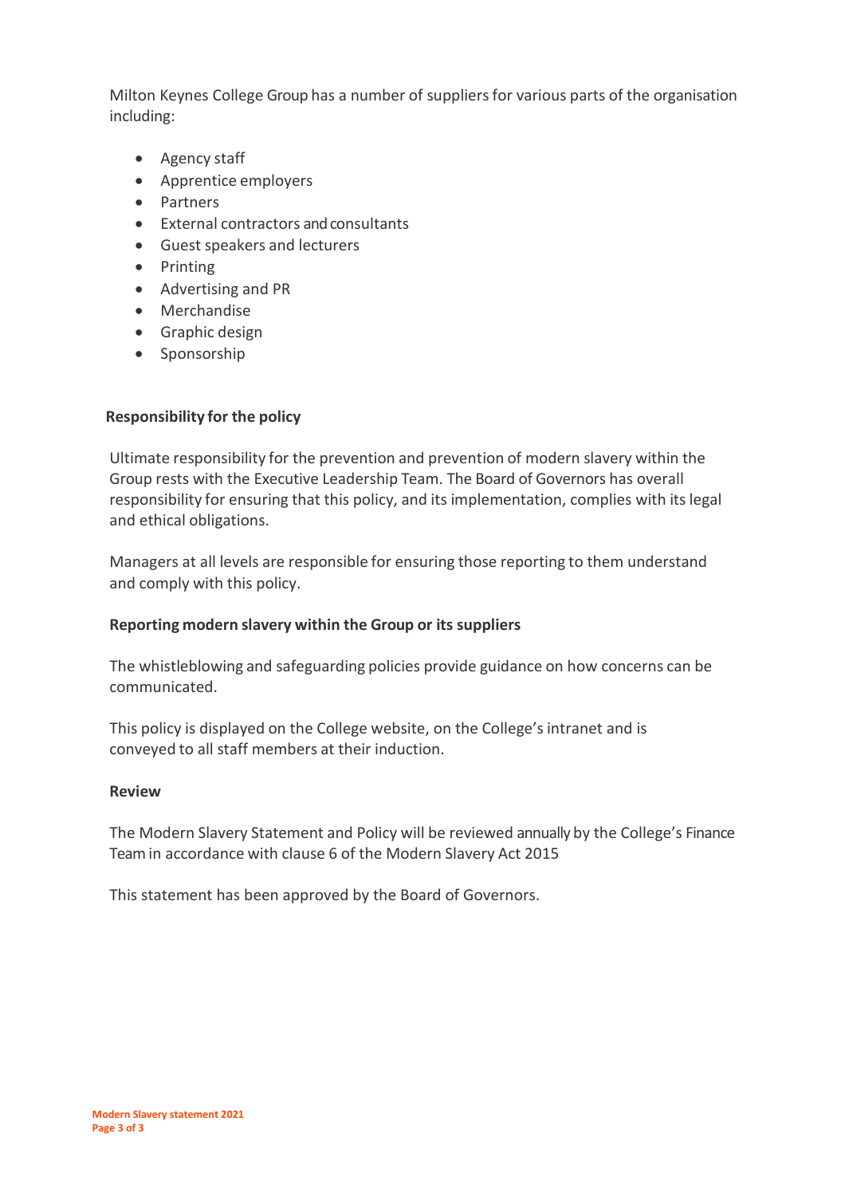Milton Keynes College Group has a number of suppliers for various parts of the organisation including:

- Agency staff
- Apprentice employers
- Partners
- External contractors and consultants
- Guest speakers and lecturers
- Printing
- Advertising and PR
- Merchandise
- Graphic design
- Sponsorship

**Responsibility for the policy**

Ultimate responsibility for the prevention and prevention of modern slavery within the Group rests with the Executive Leadership Team. The Board of Governors has overall responsibility for ensuring that this policy, and its implementation, complies with its legal and ethical obligations.

Managers at all levels are responsible for ensuring those reporting to them understand and comply with this policy.

**Reporting modern slavery within the Group or its suppliers**

The whistleblowing and safeguarding policies provide guidance on how concerns can be communicated.

This policy is displayed on the College website, on the College's intranet and is conveyed to all staff members at their induction.

**Review**

The Modern Slavery Statement and Policy will be reviewed annually by the College's Finance Team in accordance with clause 6 of the Modern Slavery Act 2015

This statement has been approved by the Board of Governors.